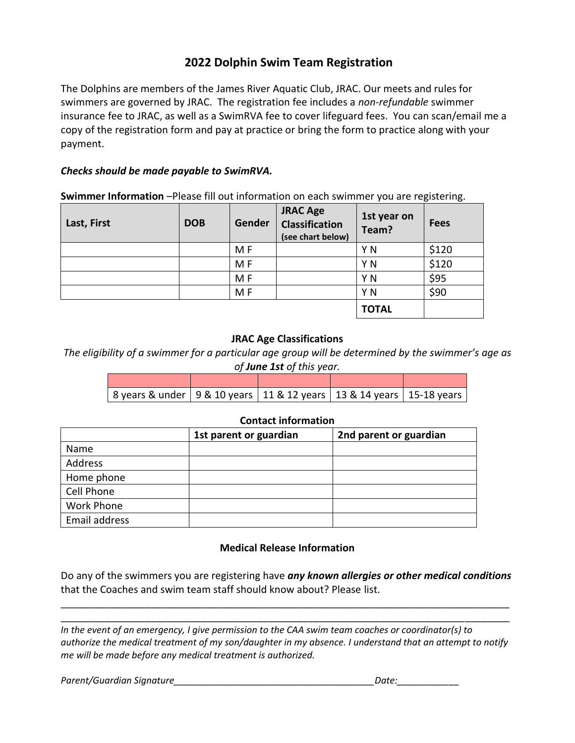# 2022 Dolphin Swim Team Registration

The Dolphins are members of the James River Aquatic Club, JRAC. Our meets and rules for swimmers are governed by JRAC. The registration fee includes a *non-refundable* swimmer insurance fee to JRAC, as well as a SwimRVA fee to cover lifeguard fees. You can scan/email me a copy of the registration form and pay at practice or bring the form to practice along with your payment.

***Checks should be made payable to SwimRVA.***

**Swimmer Information** –Please fill out information on each swimmer you are registering.

| Last, First | DOB | Gender | JRAC Age Classification (see chart below) | 1st year on Team? | Fees |
|---|---|---|---|---|---|
| | | M F | | Y N | $120 |
| | | M F | | Y N | $120 |
| | | M F | | Y N | $95 |
| | | M F | | Y N | $90 |
| | | | | **TOTAL** | |

### JRAC Age Classifications

*The eligibility of a swimmer for a particular age group will be determined by the swimmer's age as of* ***June 1st*** *of this year.*

| | | | | |
|---|---|---|---|---|
| 8 years & under | 9 & 10 years | 11 & 12 years | 13 & 14 years | 15-18 years |

### Contact information

| | 1st parent or guardian | 2nd parent or guardian |
|---|---|---|
| Name | | |
| Address | | |
| Home phone | | |
| Cell Phone | | |
| Work Phone | | |
| Email address | | |

### Medical Release Information

Do any of the swimmers you are registering have ***any known allergies or other medical conditions*** that the Coaches and swim team staff should know about? Please list.

_______________________________________________________________________________

_______________________________________________________________________________

*In the event of an emergency, I give permission to the CAA swim team coaches or coordinator(s) to authorize the medical treatment of my son/daughter in my absence. I understand that an attempt to notify me will be made before any medical treatment is authorized.*

*Parent/Guardian Signature*_______________________________________*Date:*____________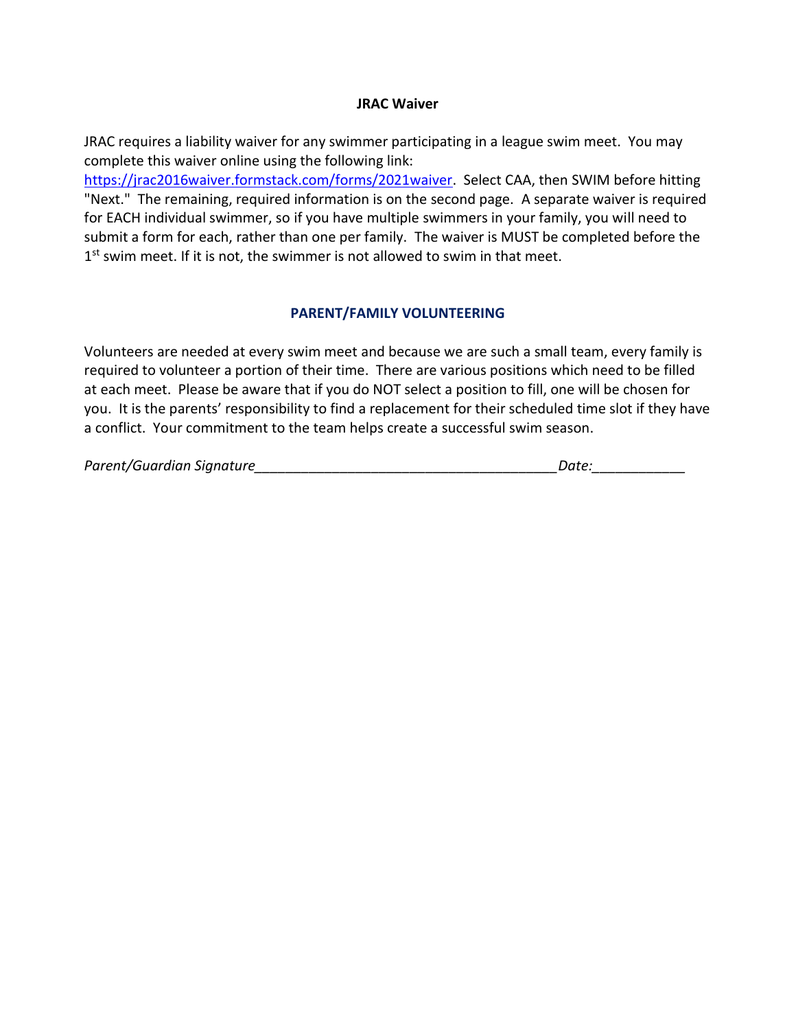**JRAC Waiver**

JRAC requires a liability waiver for any swimmer participating in a league swim meet. You may complete this waiver online using the following link: https://jrac2016waiver.formstack.com/forms/2021waiver. Select CAA, then SWIM before hitting "Next." The remaining, required information is on the second page. A separate waiver is required for EACH individual swimmer, so if you have multiple swimmers in your family, you will need to submit a form for each, rather than one per family. The waiver is MUST be completed before the 1st swim meet. If it is not, the swimmer is not allowed to swim in that meet.

**PARENT/FAMILY VOLUNTEERING**

Volunteers are needed at every swim meet and because we are such a small team, every family is required to volunteer a portion of their time. There are various positions which need to be filled at each meet. Please be aware that if you do NOT select a position to fill, one will be chosen for you. It is the parents' responsibility to find a replacement for their scheduled time slot if they have a conflict. Your commitment to the team helps create a successful swim season.

*Parent/Guardian Signature*_______________________________________ *Date:*____________